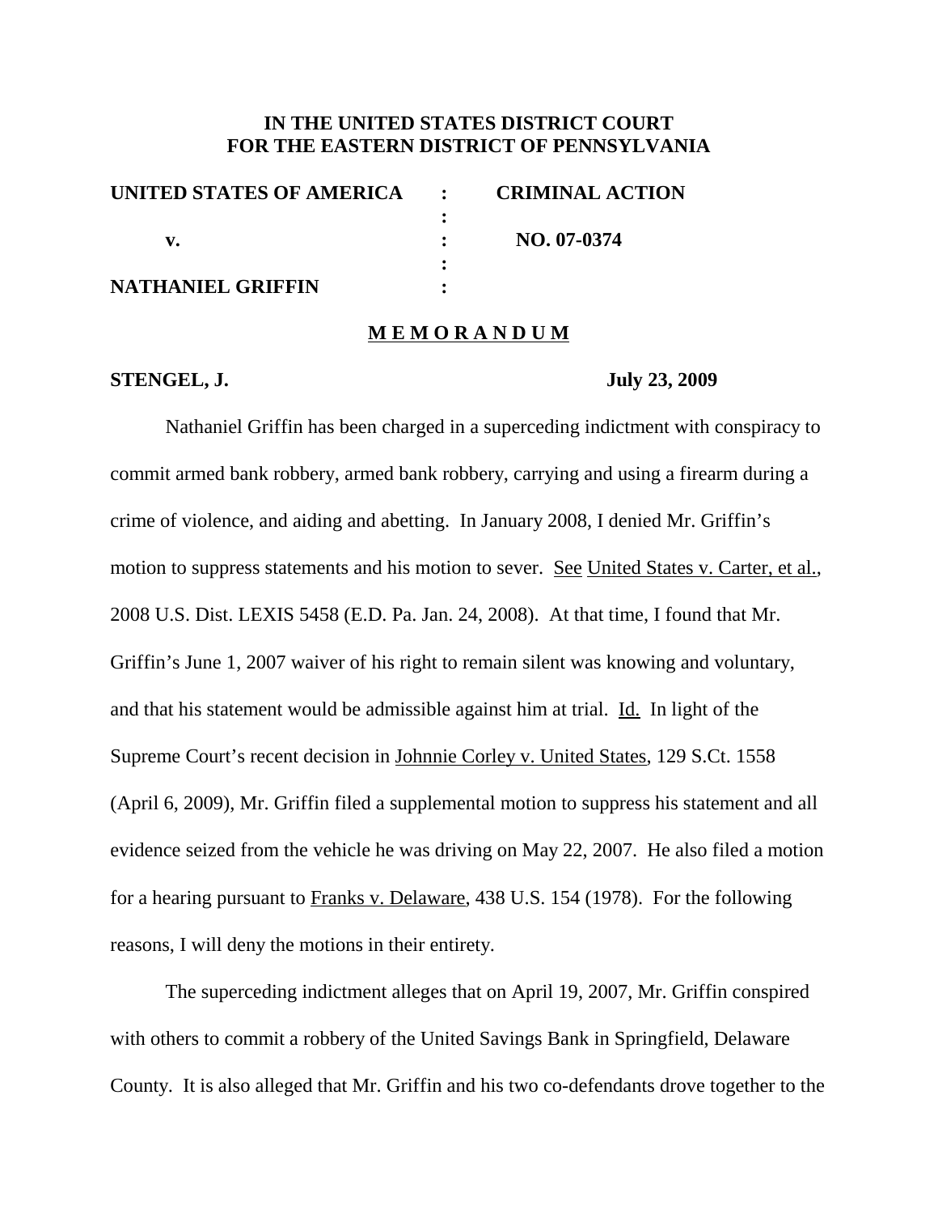**IN THE UNITED STATES DISTRICT COURT**
**FOR THE EASTERN DISTRICT OF PENNSYLVANIA**

| | | |
|---|---|---|
| **UNITED STATES OF AMERICA** | : | **CRIMINAL ACTION** |
| | : | |
| **v.** | : | **NO. 07-0374** |
| | : | |
| **NATHANIEL GRIFFIN** | : | |

**M E M O R A N D U M**

**STENGEL, J.** **July 23, 2009**

Nathaniel Griffin has been charged in a superceding indictment with conspiracy to commit armed bank robbery, armed bank robbery, carrying and using a firearm during a crime of violence, and aiding and abetting. In January 2008, I denied Mr. Griffin's motion to suppress statements and his motion to sever. See United States v. Carter, et al., 2008 U.S. Dist. LEXIS 5458 (E.D. Pa. Jan. 24, 2008). At that time, I found that Mr. Griffin's June 1, 2007 waiver of his right to remain silent was knowing and voluntary, and that his statement would be admissible against him at trial. Id. In light of the Supreme Court's recent decision in Johnnie Corley v. United States, 129 S.Ct. 1558 (April 6, 2009), Mr. Griffin filed a supplemental motion to suppress his statement and all evidence seized from the vehicle he was driving on May 22, 2007. He also filed a motion for a hearing pursuant to Franks v. Delaware, 438 U.S. 154 (1978). For the following reasons, I will deny the motions in their entirety.

The superceding indictment alleges that on April 19, 2007, Mr. Griffin conspired with others to commit a robbery of the United Savings Bank in Springfield, Delaware County. It is also alleged that Mr. Griffin and his two co-defendants drove together to the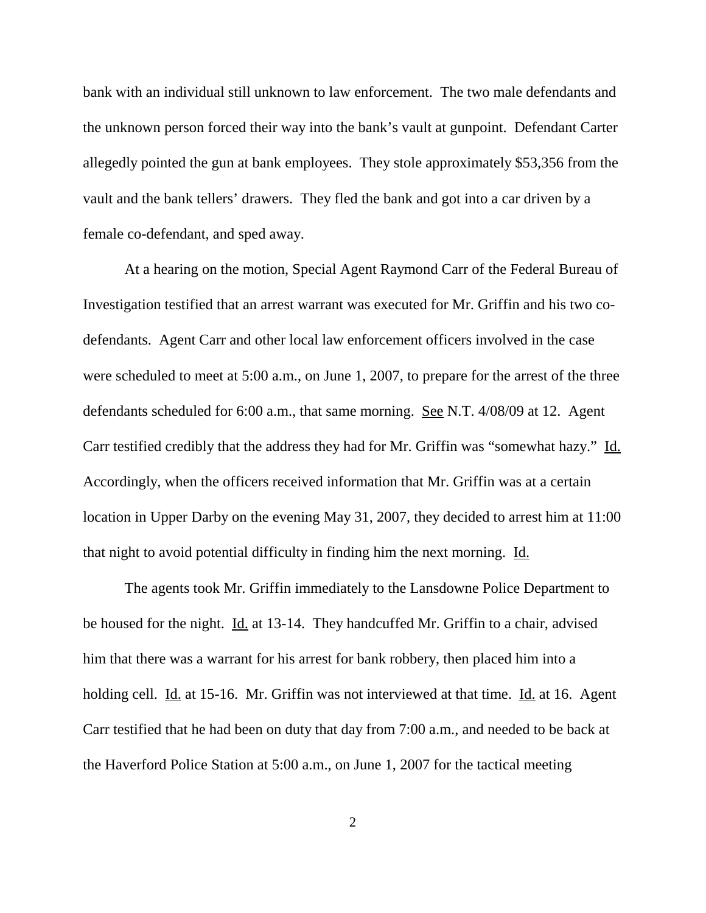bank with an individual still unknown to law enforcement. The two male defendants and the unknown person forced their way into the bank's vault at gunpoint. Defendant Carter allegedly pointed the gun at bank employees. They stole approximately $53,356 from the vault and the bank tellers' drawers. They fled the bank and got into a car driven by a female co-defendant, and sped away.

At a hearing on the motion, Special Agent Raymond Carr of the Federal Bureau of Investigation testified that an arrest warrant was executed for Mr. Griffin and his two co-defendants. Agent Carr and other local law enforcement officers involved in the case were scheduled to meet at 5:00 a.m., on June 1, 2007, to prepare for the arrest of the three defendants scheduled for 6:00 a.m., that same morning. See N.T. 4/08/09 at 12. Agent Carr testified credibly that the address they had for Mr. Griffin was "somewhat hazy." Id. Accordingly, when the officers received information that Mr. Griffin was at a certain location in Upper Darby on the evening May 31, 2007, they decided to arrest him at 11:00 that night to avoid potential difficulty in finding him the next morning. Id.

The agents took Mr. Griffin immediately to the Lansdowne Police Department to be housed for the night. Id. at 13-14. They handcuffed Mr. Griffin to a chair, advised him that there was a warrant for his arrest for bank robbery, then placed him into a holding cell. Id. at 15-16. Mr. Griffin was not interviewed at that time. Id. at 16. Agent Carr testified that he had been on duty that day from 7:00 a.m., and needed to be back at the Haverford Police Station at 5:00 a.m., on June 1, 2007 for the tactical meeting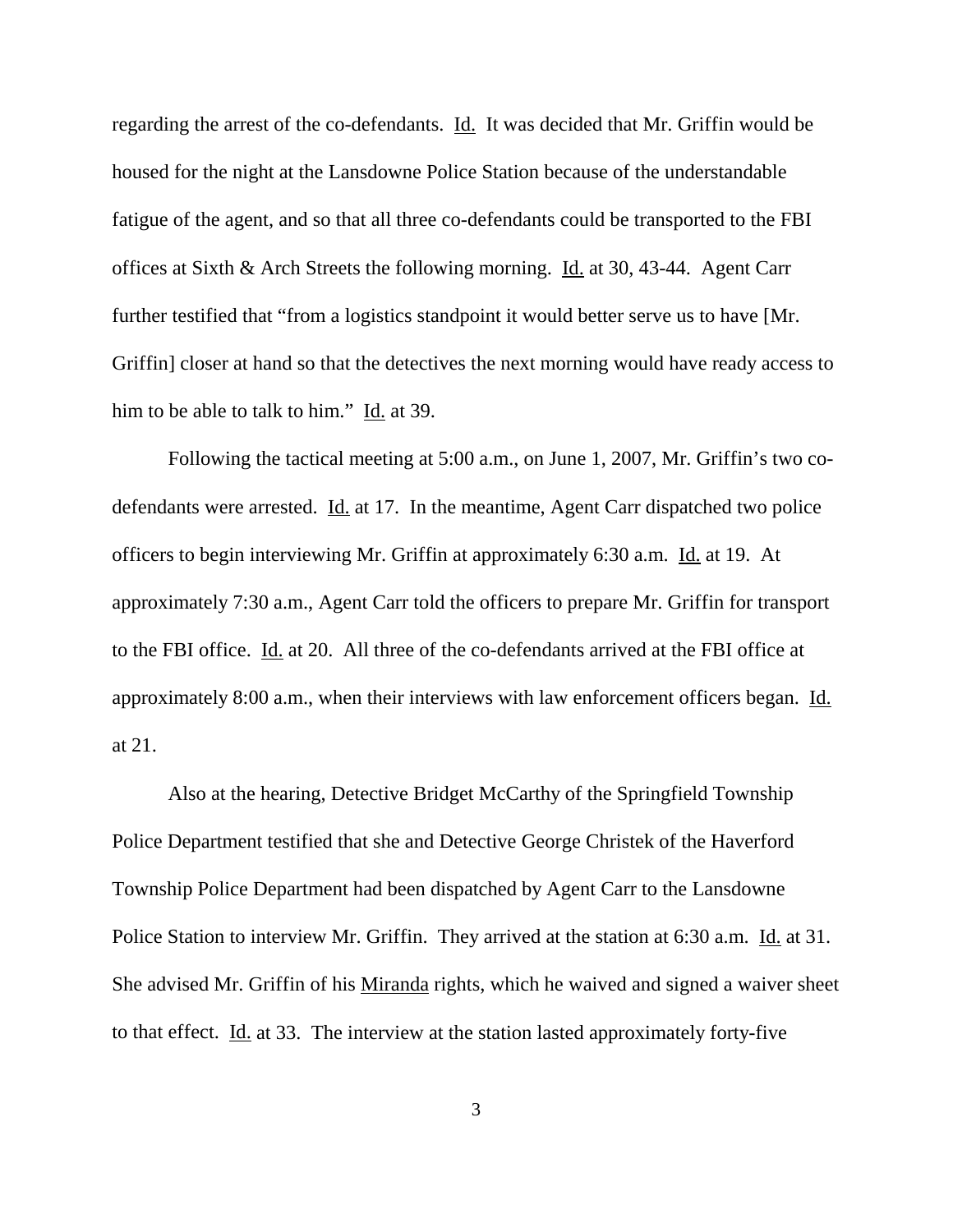regarding the arrest of the co-defendants. Id. It was decided that Mr. Griffin would be housed for the night at the Lansdowne Police Station because of the understandable fatigue of the agent, and so that all three co-defendants could be transported to the FBI offices at Sixth & Arch Streets the following morning. Id. at 30, 43-44. Agent Carr further testified that "from a logistics standpoint it would better serve us to have [Mr. Griffin] closer at hand so that the detectives the next morning would have ready access to him to be able to talk to him." Id. at 39.

Following the tactical meeting at 5:00 a.m., on June 1, 2007, Mr. Griffin's two co-defendants were arrested. Id. at 17. In the meantime, Agent Carr dispatched two police officers to begin interviewing Mr. Griffin at approximately 6:30 a.m. Id. at 19. At approximately 7:30 a.m., Agent Carr told the officers to prepare Mr. Griffin for transport to the FBI office. Id. at 20. All three of the co-defendants arrived at the FBI office at approximately 8:00 a.m., when their interviews with law enforcement officers began. Id. at 21.

Also at the hearing, Detective Bridget McCarthy of the Springfield Township Police Department testified that she and Detective George Christek of the Haverford Township Police Department had been dispatched by Agent Carr to the Lansdowne Police Station to interview Mr. Griffin. They arrived at the station at 6:30 a.m. Id. at 31. She advised Mr. Griffin of his Miranda rights, which he waived and signed a waiver sheet to that effect. Id. at 33. The interview at the station lasted approximately forty-five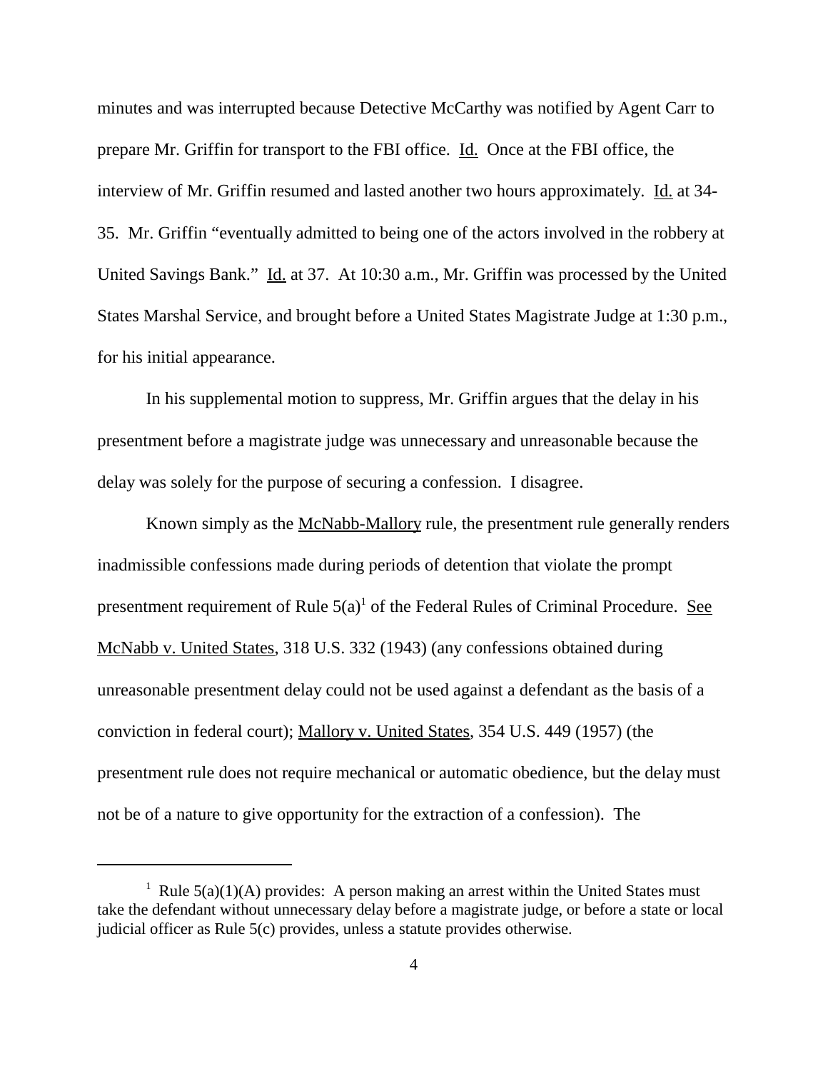minutes and was interrupted because Detective McCarthy was notified by Agent Carr to prepare Mr. Griffin for transport to the FBI office. Id. Once at the FBI office, the interview of Mr. Griffin resumed and lasted another two hours approximately. Id. at 34-35. Mr. Griffin "eventually admitted to being one of the actors involved in the robbery at United Savings Bank." Id. at 37. At 10:30 a.m., Mr. Griffin was processed by the United States Marshal Service, and brought before a United States Magistrate Judge at 1:30 p.m., for his initial appearance.

In his supplemental motion to suppress, Mr. Griffin argues that the delay in his presentment before a magistrate judge was unnecessary and unreasonable because the delay was solely for the purpose of securing a confession. I disagree.

Known simply as the McNabb-Mallory rule, the presentment rule generally renders inadmissible confessions made during periods of detention that violate the prompt presentment requirement of Rule 5(a)[1] of the Federal Rules of Criminal Procedure. See McNabb v. United States, 318 U.S. 332 (1943) (any confessions obtained during unreasonable presentment delay could not be used against a defendant as the basis of a conviction in federal court); Mallory v. United States, 354 U.S. 449 (1957) (the presentment rule does not require mechanical or automatic obedience, but the delay must not be of a nature to give opportunity for the extraction of a confession). The

[1] Rule 5(a)(1)(A) provides: A person making an arrest within the United States must take the defendant without unnecessary delay before a magistrate judge, or before a state or local judicial officer as Rule 5(c) provides, unless a statute provides otherwise.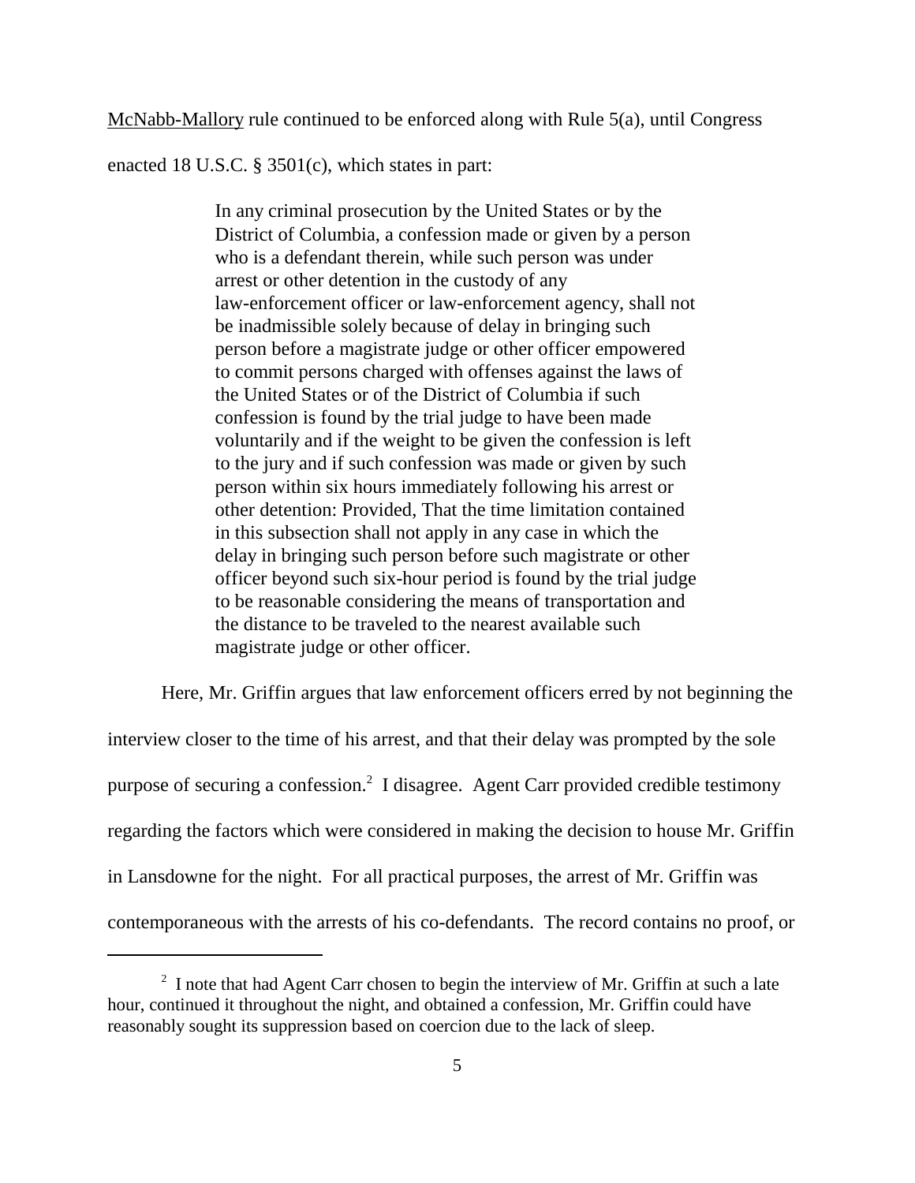McNabb-Mallory rule continued to be enforced along with Rule 5(a), until Congress enacted 18 U.S.C. § 3501(c), which states in part:

> In any criminal prosecution by the United States or by the District of Columbia, a confession made or given by a person who is a defendant therein, while such person was under arrest or other detention in the custody of any law-enforcement officer or law-enforcement agency, shall not be inadmissible solely because of delay in bringing such person before a magistrate judge or other officer empowered to commit persons charged with offenses against the laws of the United States or of the District of Columbia if such confession is found by the trial judge to have been made voluntarily and if the weight to be given the confession is left to the jury and if such confession was made or given by such person within six hours immediately following his arrest or other detention: Provided, That the time limitation contained in this subsection shall not apply in any case in which the delay in bringing such person before such magistrate or other officer beyond such six-hour period is found by the trial judge to be reasonable considering the means of transportation and the distance to be traveled to the nearest available such magistrate judge or other officer.

Here, Mr. Griffin argues that law enforcement officers erred by not beginning the interview closer to the time of his arrest, and that their delay was prompted by the sole purpose of securing a confession.[2] I disagree. Agent Carr provided credible testimony regarding the factors which were considered in making the decision to house Mr. Griffin in Lansdowne for the night. For all practical purposes, the arrest of Mr. Griffin was contemporaneous with the arrests of his co-defendants. The record contains no proof, or

---

[2] I note that had Agent Carr chosen to begin the interview of Mr. Griffin at such a late hour, continued it throughout the night, and obtained a confession, Mr. Griffin could have reasonably sought its suppression based on coercion due to the lack of sleep.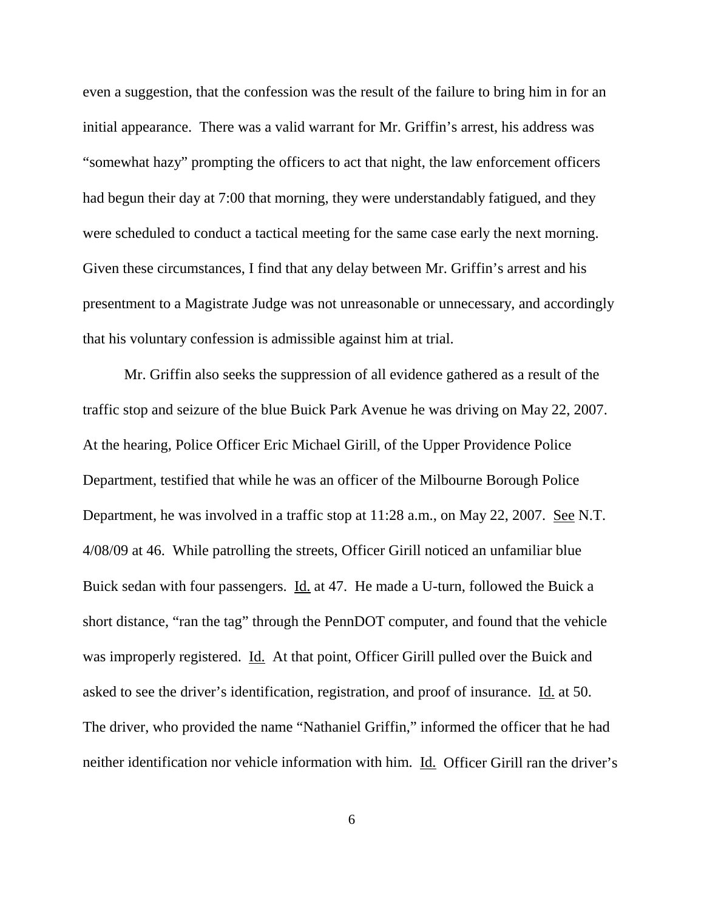even a suggestion, that the confession was the result of the failure to bring him in for an initial appearance. There was a valid warrant for Mr. Griffin's arrest, his address was "somewhat hazy" prompting the officers to act that night, the law enforcement officers had begun their day at 7:00 that morning, they were understandably fatigued, and they were scheduled to conduct a tactical meeting for the same case early the next morning. Given these circumstances, I find that any delay between Mr. Griffin's arrest and his presentment to a Magistrate Judge was not unreasonable or unnecessary, and accordingly that his voluntary confession is admissible against him at trial.

Mr. Griffin also seeks the suppression of all evidence gathered as a result of the traffic stop and seizure of the blue Buick Park Avenue he was driving on May 22, 2007. At the hearing, Police Officer Eric Michael Girill, of the Upper Providence Police Department, testified that while he was an officer of the Milbourne Borough Police Department, he was involved in a traffic stop at 11:28 a.m., on May 22, 2007. See N.T. 4/08/09 at 46. While patrolling the streets, Officer Girill noticed an unfamiliar blue Buick sedan with four passengers. Id. at 47. He made a U-turn, followed the Buick a short distance, "ran the tag" through the PennDOT computer, and found that the vehicle was improperly registered. Id. At that point, Officer Girill pulled over the Buick and asked to see the driver's identification, registration, and proof of insurance. Id. at 50. The driver, who provided the name "Nathaniel Griffin," informed the officer that he had neither identification nor vehicle information with him. Id. Officer Girill ran the driver's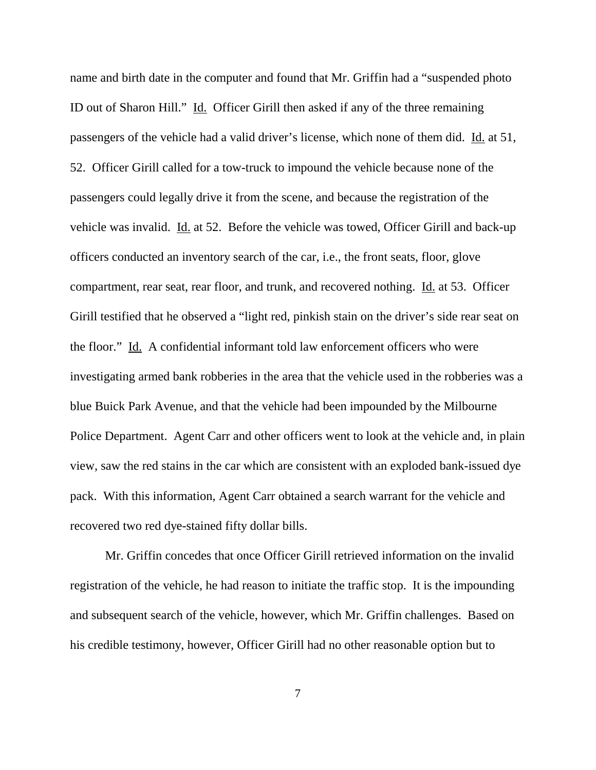name and birth date in the computer and found that Mr. Griffin had a "suspended photo ID out of Sharon Hill." Id. Officer Girill then asked if any of the three remaining passengers of the vehicle had a valid driver's license, which none of them did. Id. at 51, 52. Officer Girill called for a tow-truck to impound the vehicle because none of the passengers could legally drive it from the scene, and because the registration of the vehicle was invalid. Id. at 52. Before the vehicle was towed, Officer Girill and back-up officers conducted an inventory search of the car, i.e., the front seats, floor, glove compartment, rear seat, rear floor, and trunk, and recovered nothing. Id. at 53. Officer Girill testified that he observed a "light red, pinkish stain on the driver's side rear seat on the floor." Id. A confidential informant told law enforcement officers who were investigating armed bank robberies in the area that the vehicle used in the robberies was a blue Buick Park Avenue, and that the vehicle had been impounded by the Milbourne Police Department. Agent Carr and other officers went to look at the vehicle and, in plain view, saw the red stains in the car which are consistent with an exploded bank-issued dye pack. With this information, Agent Carr obtained a search warrant for the vehicle and recovered two red dye-stained fifty dollar bills.

Mr. Griffin concedes that once Officer Girill retrieved information on the invalid registration of the vehicle, he had reason to initiate the traffic stop. It is the impounding and subsequent search of the vehicle, however, which Mr. Griffin challenges. Based on his credible testimony, however, Officer Girill had no other reasonable option but to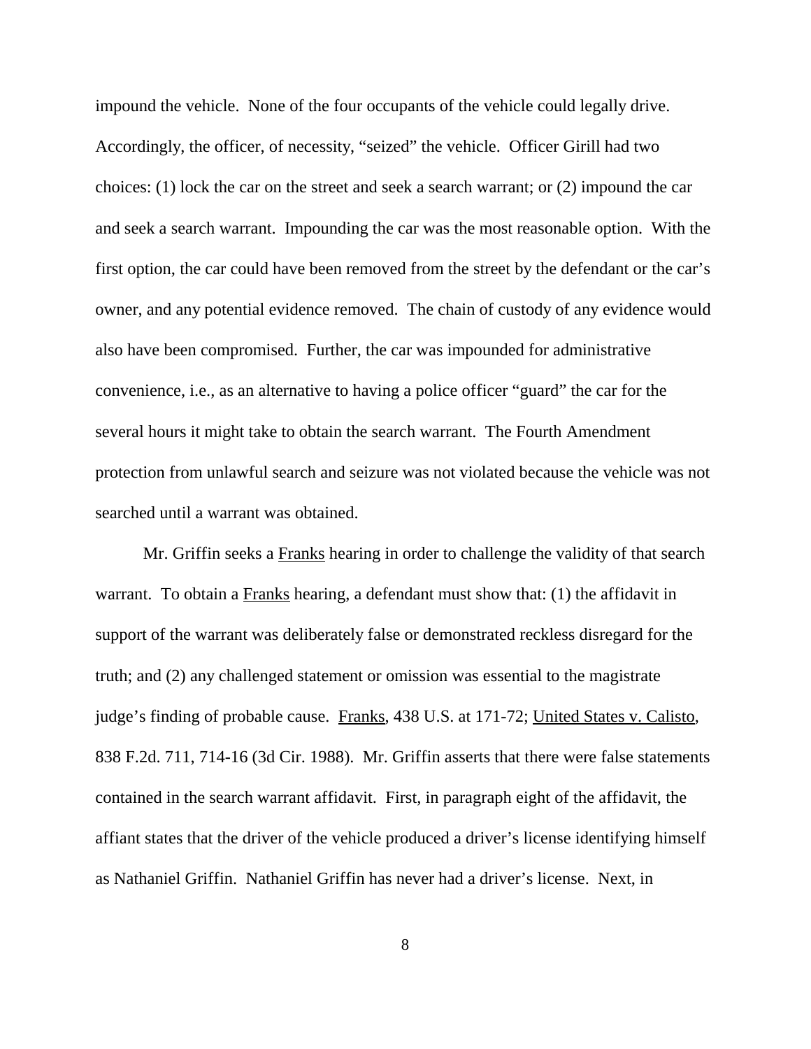impound the vehicle. None of the four occupants of the vehicle could legally drive. Accordingly, the officer, of necessity, "seized" the vehicle. Officer Girill had two choices: (1) lock the car on the street and seek a search warrant; or (2) impound the car and seek a search warrant. Impounding the car was the most reasonable option. With the first option, the car could have been removed from the street by the defendant or the car's owner, and any potential evidence removed. The chain of custody of any evidence would also have been compromised. Further, the car was impounded for administrative convenience, i.e., as an alternative to having a police officer "guard" the car for the several hours it might take to obtain the search warrant. The Fourth Amendment protection from unlawful search and seizure was not violated because the vehicle was not searched until a warrant was obtained.

Mr. Griffin seeks a Franks hearing in order to challenge the validity of that search warrant. To obtain a Franks hearing, a defendant must show that: (1) the affidavit in support of the warrant was deliberately false or demonstrated reckless disregard for the truth; and (2) any challenged statement or omission was essential to the magistrate judge's finding of probable cause. Franks, 438 U.S. at 171-72; United States v. Calisto, 838 F.2d. 711, 714-16 (3d Cir. 1988). Mr. Griffin asserts that there were false statements contained in the search warrant affidavit. First, in paragraph eight of the affidavit, the affiant states that the driver of the vehicle produced a driver's license identifying himself as Nathaniel Griffin. Nathaniel Griffin has never had a driver's license. Next, in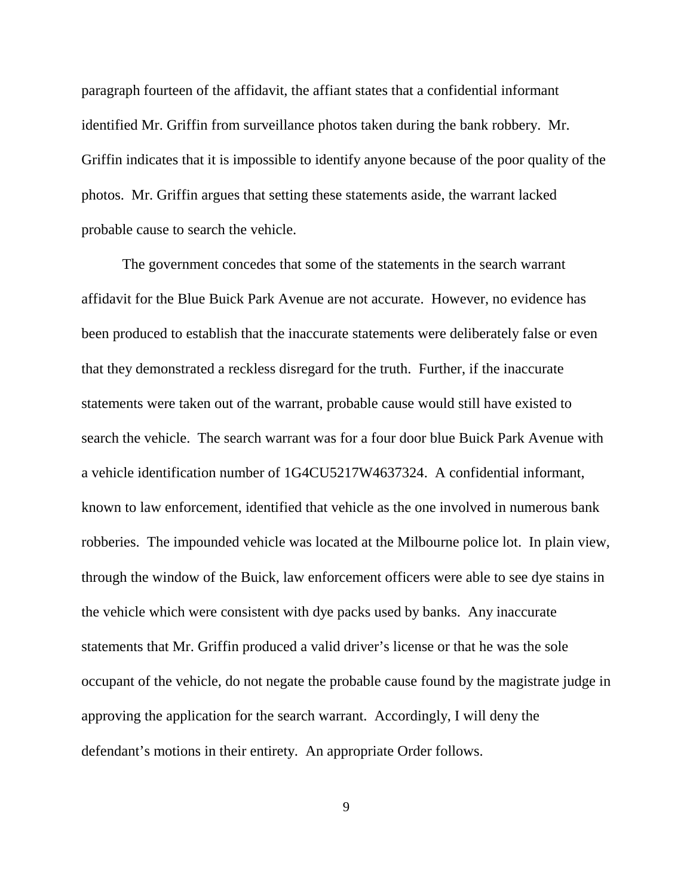paragraph fourteen of the affidavit, the affiant states that a confidential informant identified Mr. Griffin from surveillance photos taken during the bank robbery. Mr. Griffin indicates that it is impossible to identify anyone because of the poor quality of the photos. Mr. Griffin argues that setting these statements aside, the warrant lacked probable cause to search the vehicle.

The government concedes that some of the statements in the search warrant affidavit for the Blue Buick Park Avenue are not accurate. However, no evidence has been produced to establish that the inaccurate statements were deliberately false or even that they demonstrated a reckless disregard for the truth. Further, if the inaccurate statements were taken out of the warrant, probable cause would still have existed to search the vehicle. The search warrant was for a four door blue Buick Park Avenue with a vehicle identification number of 1G4CU5217W4637324. A confidential informant, known to law enforcement, identified that vehicle as the one involved in numerous bank robberies. The impounded vehicle was located at the Milbourne police lot. In plain view, through the window of the Buick, law enforcement officers were able to see dye stains in the vehicle which were consistent with dye packs used by banks. Any inaccurate statements that Mr. Griffin produced a valid driver's license or that he was the sole occupant of the vehicle, do not negate the probable cause found by the magistrate judge in approving the application for the search warrant. Accordingly, I will deny the defendant's motions in their entirety. An appropriate Order follows.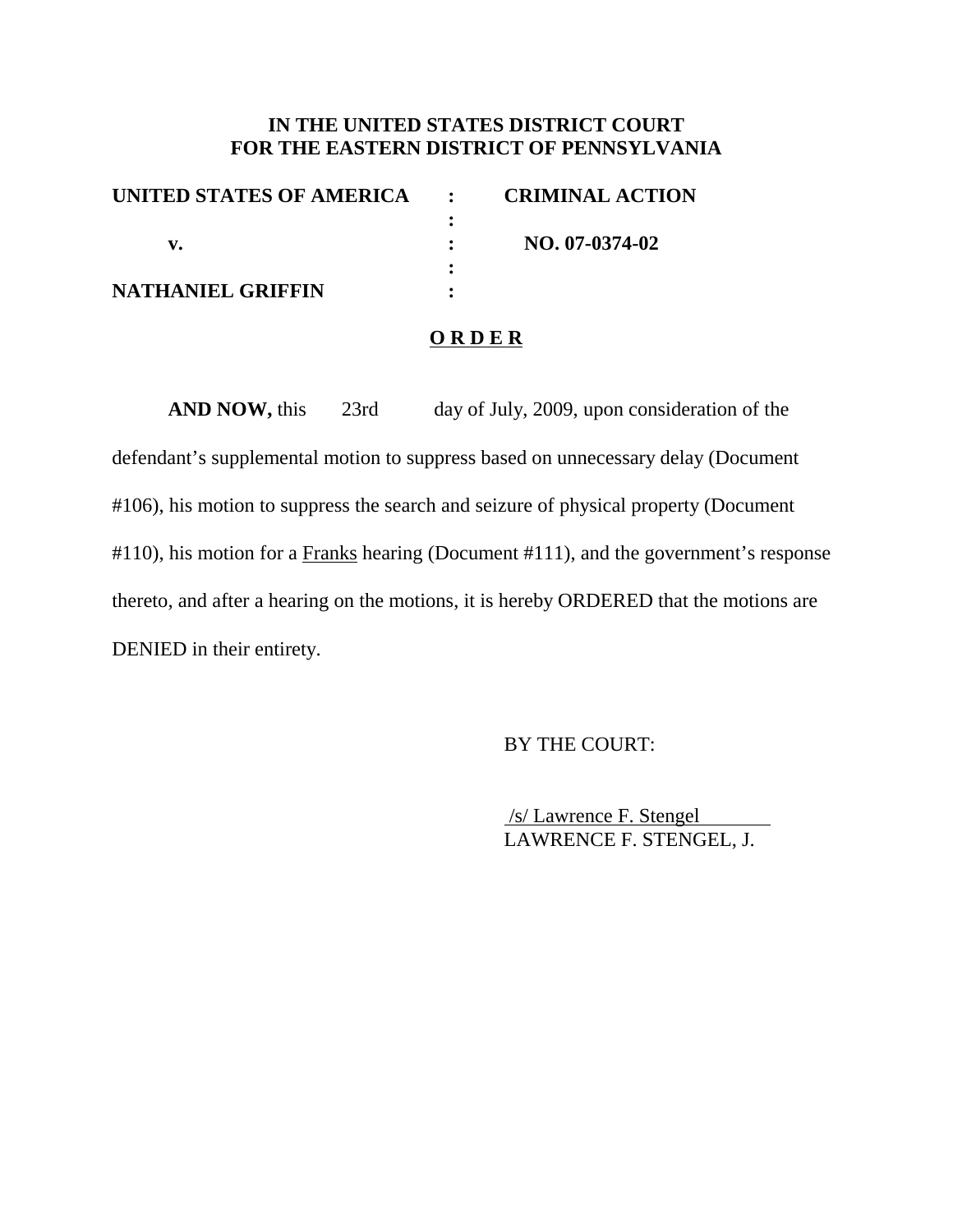**IN THE UNITED STATES DISTRICT COURT**
**FOR THE EASTERN DISTRICT OF PENNSYLVANIA**

| | | |
|---|---|---|
| **UNITED STATES OF AMERICA** | : | **CRIMINAL ACTION** |
| | : | |
| **v.** | : | **NO. 07-0374-02** |
| | : | |
| **NATHANIEL GRIFFIN** | : | |

**O R D E R**

**AND NOW,** this 23rd day of July, 2009, upon consideration of the defendant's supplemental motion to suppress based on unnecessary delay (Document #106), his motion to suppress the search and seizure of physical property (Document #110), his motion for a Franks hearing (Document #111), and the government's response thereto, and after a hearing on the motions, it is hereby ORDERED that the motions are DENIED in their entirety.

BY THE COURT:

/s/ Lawrence F. Stengel
LAWRENCE F. STENGEL, J.